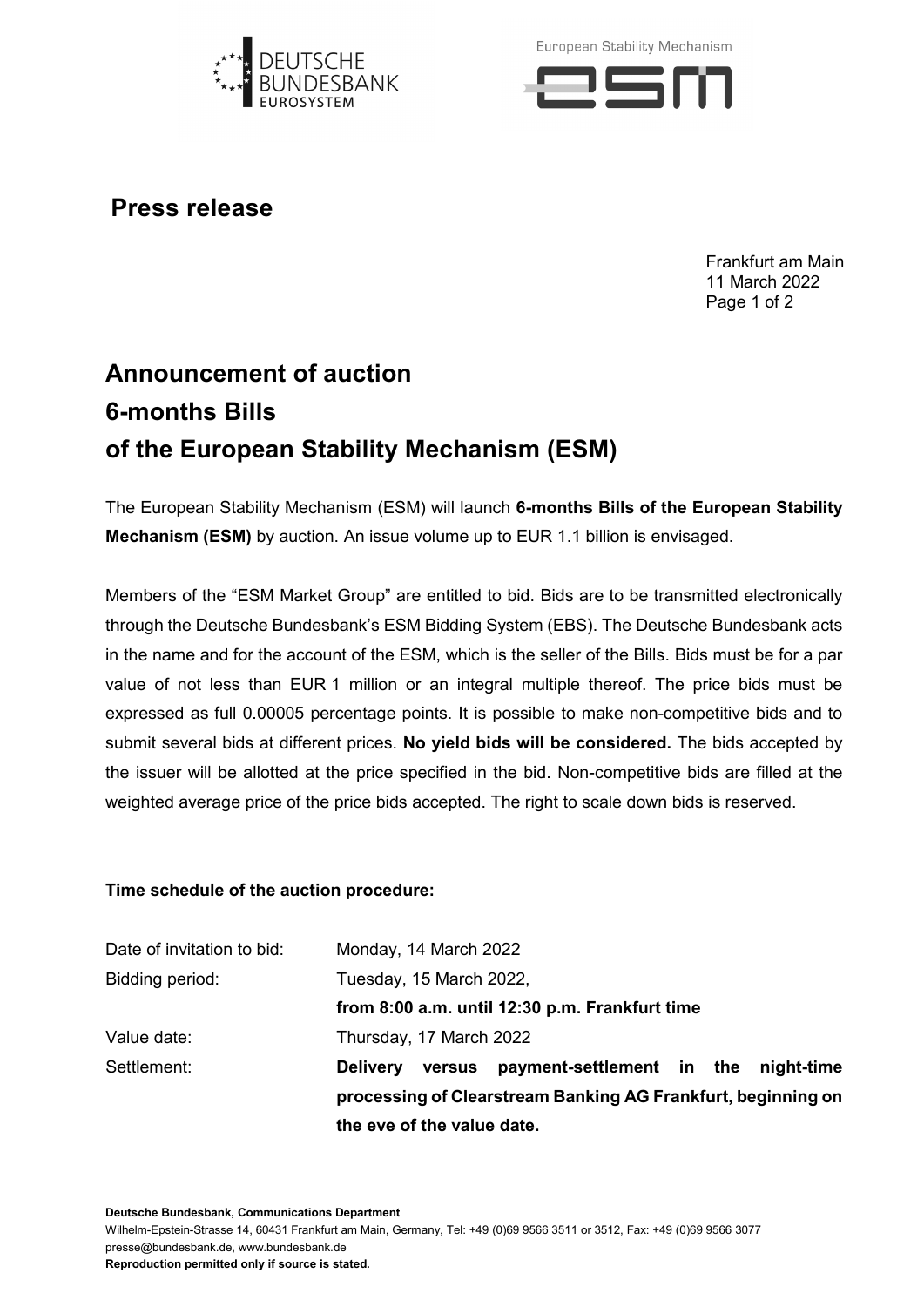# Press release

Frankfurt am Main
11 March 2022

# Announcement of auction 6-months Bills of the European Stability Mechanism (ESM)

The European Stability Mechanism (ESM) will launch **6-months Bills of the European Stability Mechanism (ESM)** by auction. An issue volume up to EUR 1.1 billion is envisaged.

Members of the "ESM Market Group" are entitled to bid. Bids are to be transmitted electronically through the Deutsche Bundesbank's ESM Bidding System (EBS). The Deutsche Bundesbank acts in the name and for the account of the ESM, which is the seller of the Bills. Bids must be for a par value of not less than EUR 1 million or an integral multiple thereof. The price bids must be expressed as full 0.00005 percentage points. It is possible to make non-competitive bids and to submit several bids at different prices. **No yield bids will be considered.** The bids accepted by the issuer will be allotted at the price specified in the bid. Non-competitive bids are filled at the weighted average price of the price bids accepted. The right to scale down bids is reserved.

**Time schedule of the auction procedure:**

| | |
|---|---|
| Date of invitation to bid: | Monday, 14 March 2022 |
| Bidding period: | Tuesday, 15 March 2022, **from 8:00 a.m. until 12:30 p.m. Frankfurt time** |
| Value date: | Thursday, 17 March 2022 |
| Settlement: | **Delivery versus payment-settlement in the night-time processing of Clearstream Banking AG Frankfurt, beginning on the eve of the value date.** |

**Deutsche Bundesbank, Communications Department**
Wilhelm-Epstein-Strasse 14, 60431 Frankfurt am Main, Germany, Tel: +49 (0)69 9566 3511 or 3512, Fax: +49 (0)69 9566 3077
presse@bundesbank.de, www.bundesbank.de
**Reproduction permitted only if source is stated.**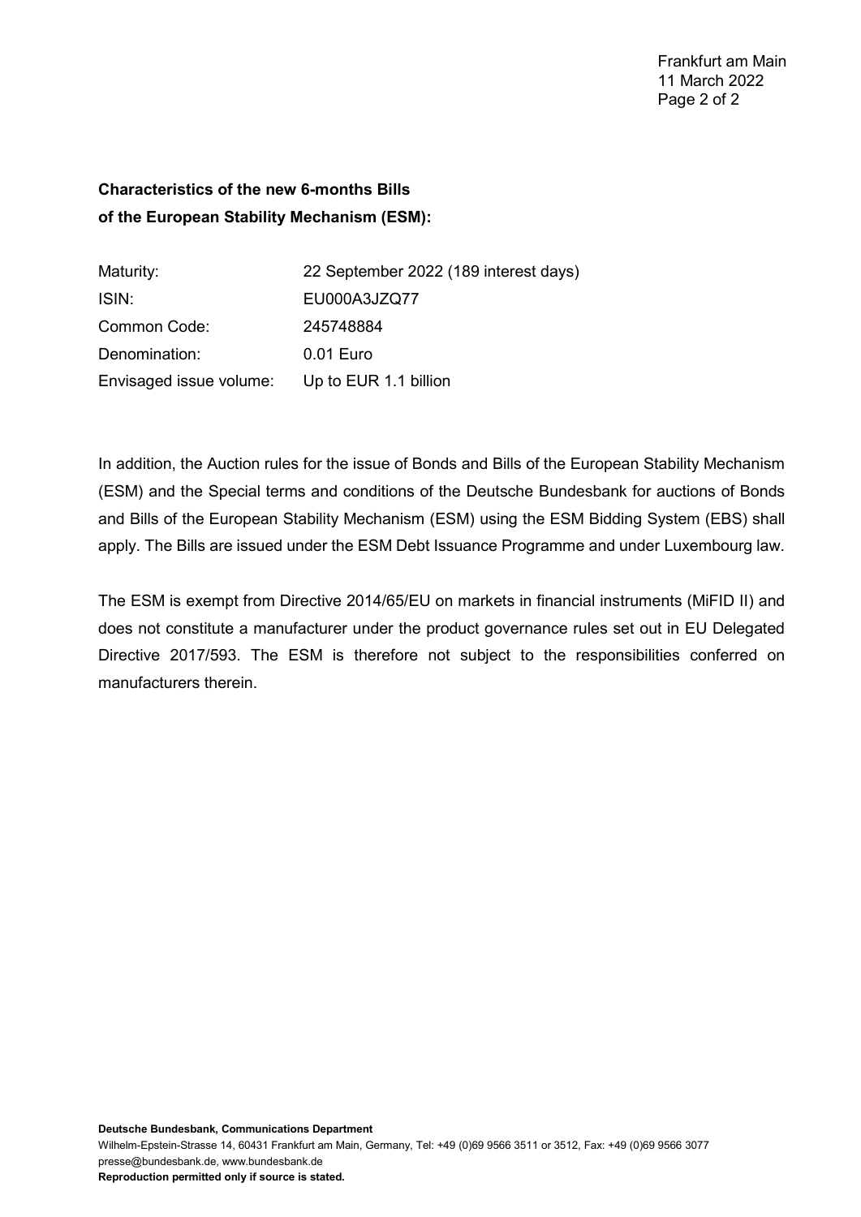**Characteristics of the new 6-months Bills of the European Stability Mechanism (ESM):**

| | |
|---|---|
| Maturity: | 22 September 2022 (189 interest days) |
| ISIN: | EU000A3JZQ77 |
| Common Code: | 245748884 |
| Denomination: | 0.01 Euro |
| Envisaged issue volume: | Up to EUR 1.1 billion |

In addition, the Auction rules for the issue of Bonds and Bills of the European Stability Mechanism (ESM) and the Special terms and conditions of the Deutsche Bundesbank for auctions of Bonds and Bills of the European Stability Mechanism (ESM) using the ESM Bidding System (EBS) shall apply. The Bills are issued under the ESM Debt Issuance Programme and under Luxembourg law.

The ESM is exempt from Directive 2014/65/EU on markets in financial instruments (MiFID II) and does not constitute a manufacturer under the product governance rules set out in EU Delegated Directive 2017/593. The ESM is therefore not subject to the responsibilities conferred on manufacturers therein.